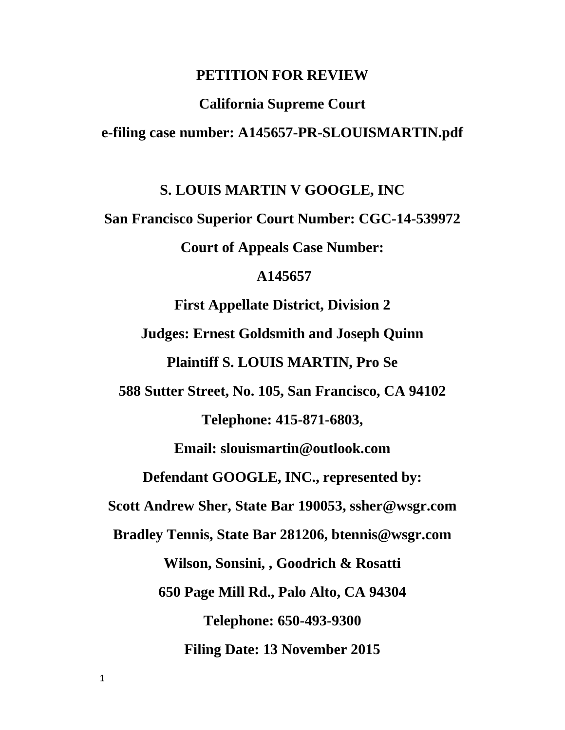**PETITION FOR REVIEW**

**California Supreme Court**

**e-filing case number: A145657-PR-SLOUISMARTIN.pdf**

**S. LOUIS MARTIN V GOOGLE, INC**

**San Francisco Superior Court Number: CGC-14-539972**

**Court of Appeals Case Number:**

**A145657**

**First Appellate District, Division 2**

**Judges: Ernest Goldsmith and Joseph Quinn**

**Plaintiff S. LOUIS MARTIN, Pro Se**

**588 Sutter Street, No. 105, San Francisco, CA 94102**

**Telephone: 415-871-6803,**

**Email: slouismartin@outlook.com**

**Defendant GOOGLE, INC., represented by:**

**Scott Andrew Sher, State Bar 190053, ssher@wsgr.com**

**Bradley Tennis, State Bar 281206, btennis@wsgr.com**

**Wilson, Sonsini, , Goodrich & Rosatti**

**650 Page Mill Rd., Palo Alto, CA 94304**

**Telephone: 650-493-9300**

**Filing Date: 13 November 2015**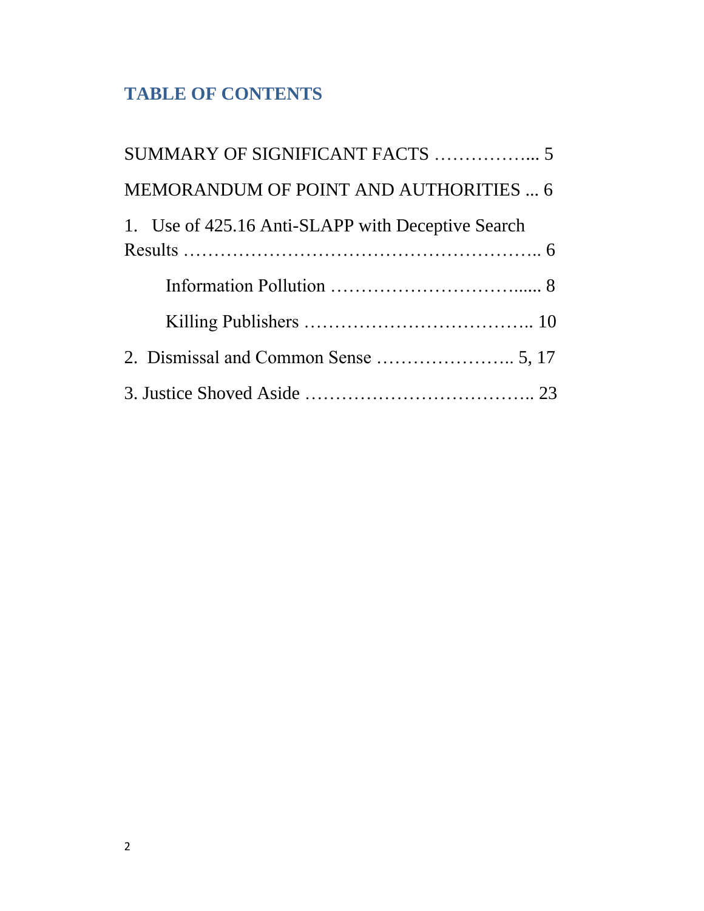## TABLE OF CONTENTS

SUMMARY OF SIGNIFICANT FACTS ……………... 5

MEMORANDUM OF POINT AND AUTHORITIES ... 6

1. Use of 425.16 Anti-SLAPP with Deceptive Search Results ………………………………………………….. 6

    Information Pollution …………………………..... 8

    Killing Publishers ……………………………….. 10

2. Dismissal and Common Sense ………………….. 5, 17

3. Justice Shoved Aside ……………………………….. 23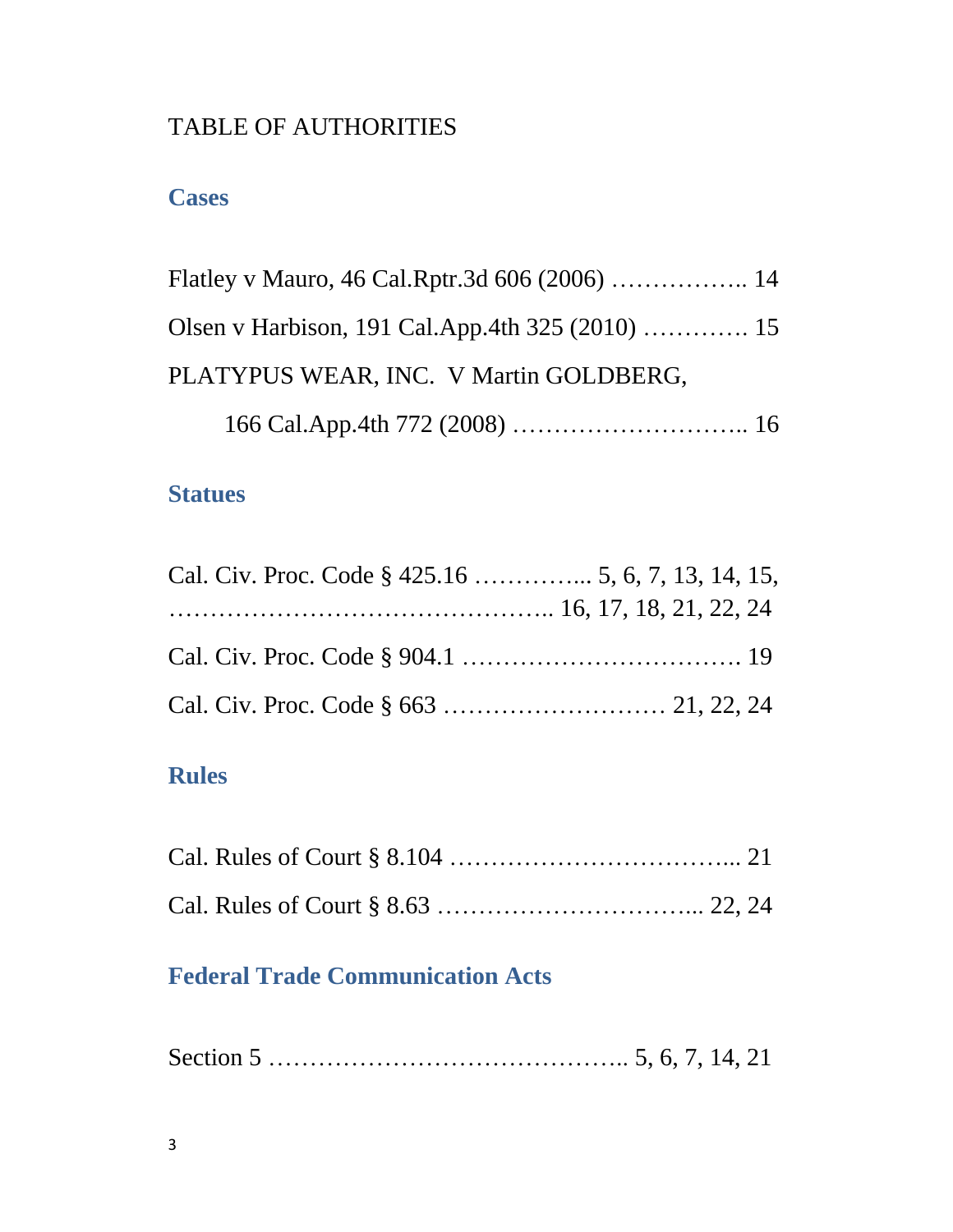# TABLE OF AUTHORITIES

## Cases

Flatley v Mauro, 46 Cal.Rptr.3d 606 (2006) …………….. 14

Olsen v Harbison, 191 Cal.App.4th 325 (2010) …………. 15

PLATYPUS WEAR, INC.  V Martin GOLDBERG,

166 Cal.App.4th 772 (2008) ……………………….. 16

## Statues

Cal. Civ. Proc. Code § 425.16 …………... 5, 6, 7, 13, 14, 15, ……………………………………….. 16, 17, 18, 21, 22, 24

Cal. Civ. Proc. Code § 904.1 ……………………………. 19

Cal. Civ. Proc. Code § 663 ……………………… 21, 22, 24

## Rules

Cal. Rules of Court § 8.104 ……………………………... 21

Cal. Rules of Court § 8.63 …………………………... 22, 24

## Federal Trade Communication Acts

Section 5 …………………………………….. 5, 6, 7, 14, 21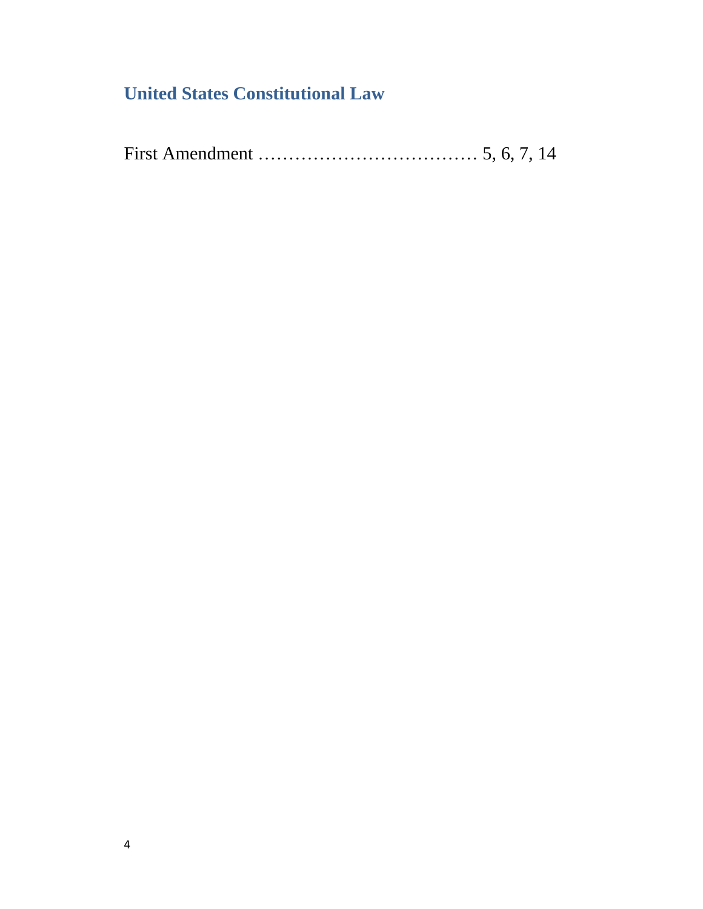## United States Constitutional Law

First Amendment ………………………………. 5, 6, 7, 14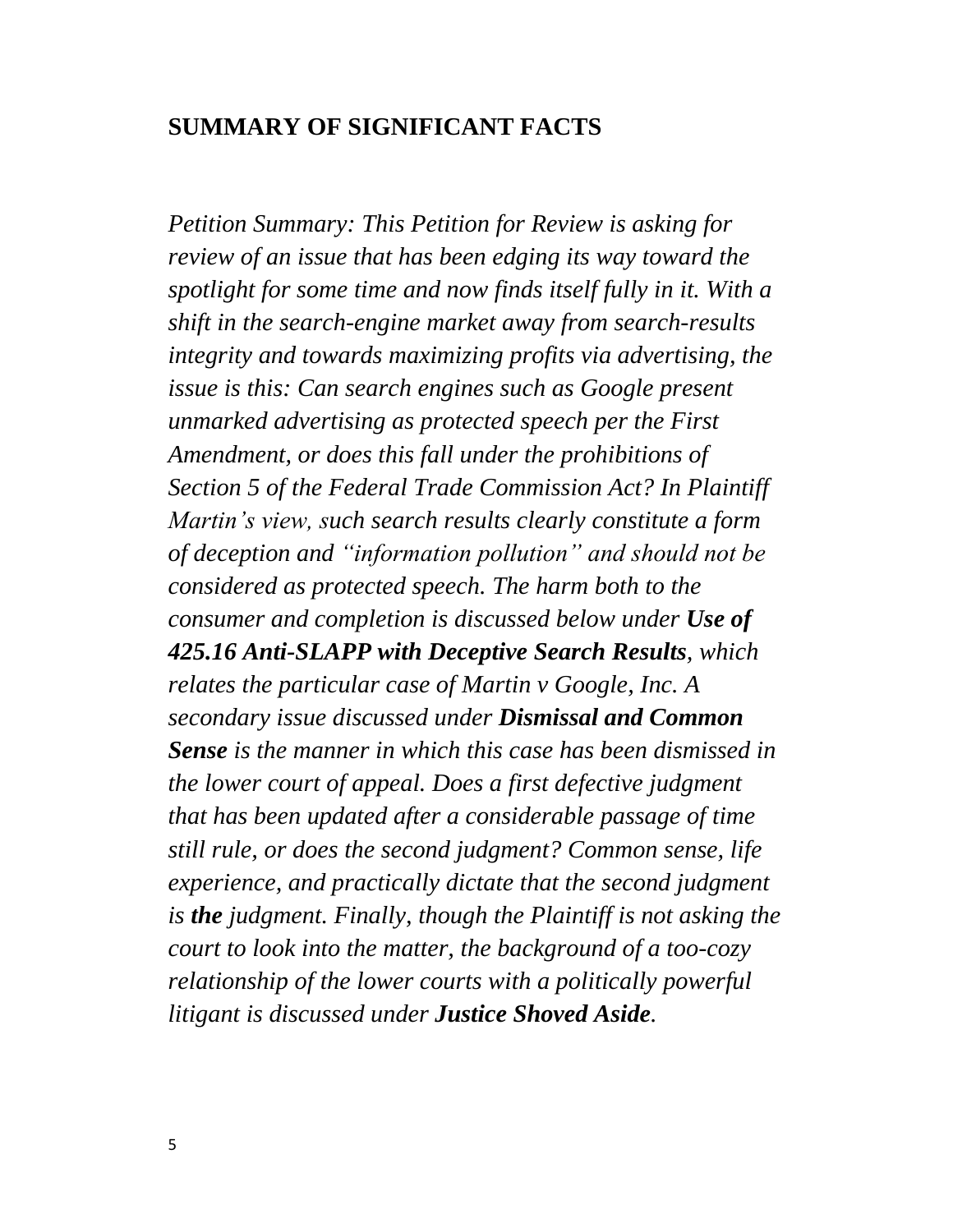## SUMMARY OF SIGNIFICANT FACTS

*Petition Summary: This Petition for Review is asking for review of an issue that has been edging its way toward the spotlight for some time and now finds itself fully in it. With a shift in the search-engine market away from search-results integrity and towards maximizing profits via advertising, the issue is this: Can search engines such as Google present unmarked advertising as protected speech per the First Amendment, or does this fall under the prohibitions of Section 5 of the Federal Trade Commission Act? In Plaintiff Martin's view, such search results clearly constitute a form of deception and "information pollution" and should not be considered as protected speech. The harm both to the consumer and completion is discussed below under* ***Use of 425.16 Anti-SLAPP with Deceptive Search Results****, which relates the particular case of Martin v Google, Inc. A secondary issue discussed under* ***Dismissal and Common Sense*** *is the manner in which this case has been dismissed in the lower court of appeal. Does a first defective judgment that has been updated after a considerable passage of time still rule, or does the second judgment? Common sense, life experience, and practically dictate that the second judgment is* ***the*** *judgment. Finally, though the Plaintiff is not asking the court to look into the matter, the background of a too-cozy relationship of the lower courts with a politically powerful litigant is discussed under* ***Justice Shoved Aside****.*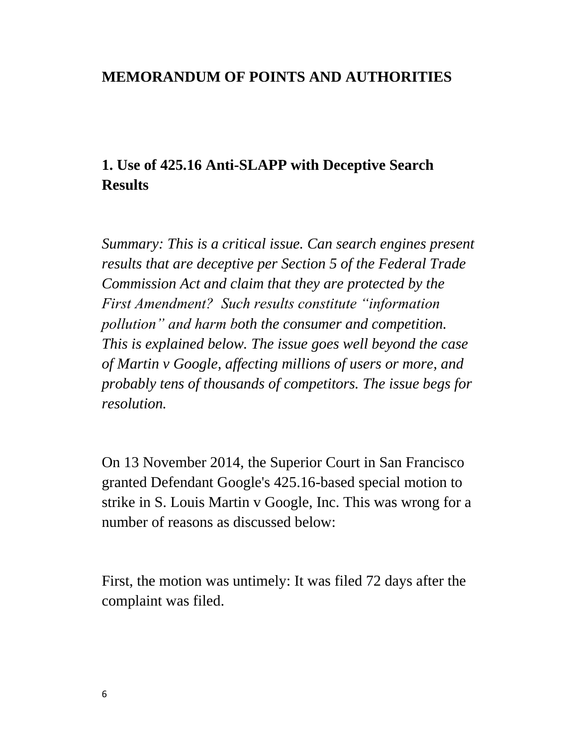# MEMORANDUM OF POINTS AND AUTHORITIES

## 1. Use of 425.16 Anti-SLAPP with Deceptive Search Results

*Summary: This is a critical issue. Can search engines present results that are deceptive per Section 5 of the Federal Trade Commission Act and claim that they are protected by the First Amendment? Such results constitute "information pollution" and harm both the consumer and competition. This is explained below. The issue goes well beyond the case of Martin v Google, affecting millions of users or more, and probably tens of thousands of competitors. The issue begs for resolution.*

On 13 November 2014, the Superior Court in San Francisco granted Defendant Google's 425.16-based special motion to strike in S. Louis Martin v Google, Inc. This was wrong for a number of reasons as discussed below:

First, the motion was untimely: It was filed 72 days after the complaint was filed.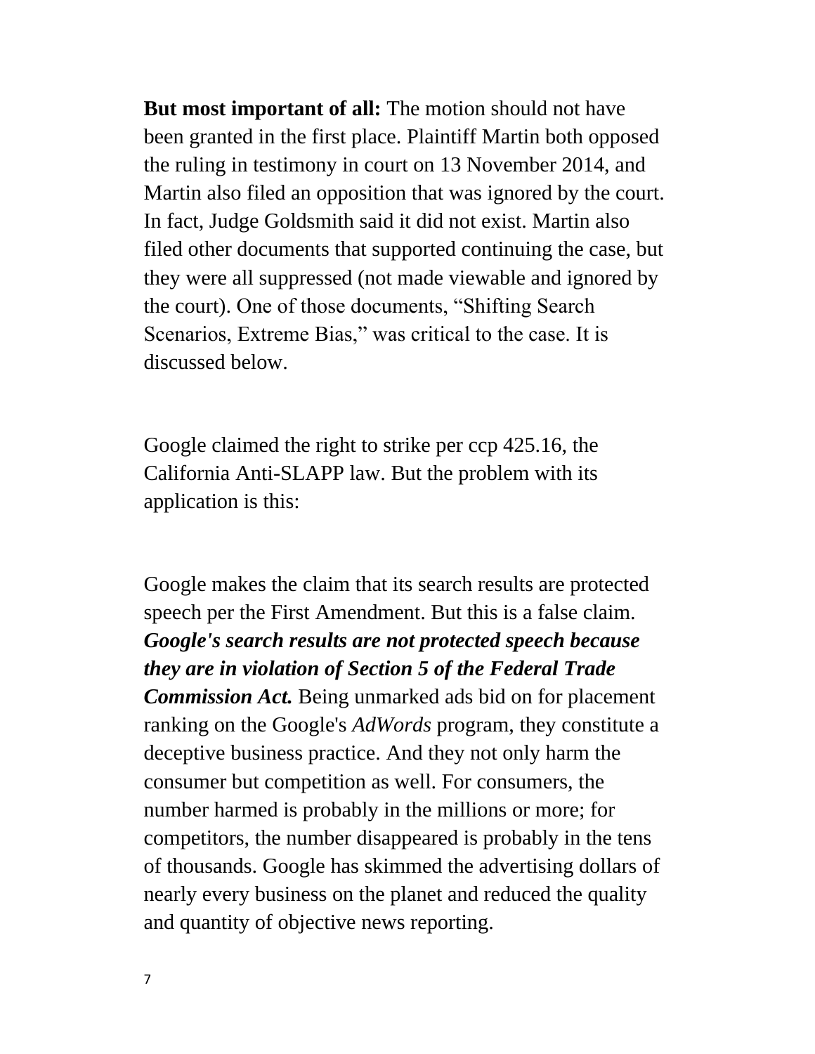**But most important of all:** The motion should not have been granted in the first place. Plaintiff Martin both opposed the ruling in testimony in court on 13 November 2014, and Martin also filed an opposition that was ignored by the court. In fact, Judge Goldsmith said it did not exist. Martin also filed other documents that supported continuing the case, but they were all suppressed (not made viewable and ignored by the court). One of those documents, "Shifting Search Scenarios, Extreme Bias," was critical to the case. It is discussed below.

Google claimed the right to strike per ccp 425.16, the California Anti-SLAPP law. But the problem with its application is this:

Google makes the claim that its search results are protected speech per the First Amendment. But this is a false claim. ***Google's search results are not protected speech because they are in violation of Section 5 of the Federal Trade Commission Act.*** Being unmarked ads bid on for placement ranking on the Google's *AdWords* program, they constitute a deceptive business practice. And they not only harm the consumer but competition as well. For consumers, the number harmed is probably in the millions or more; for competitors, the number disappeared is probably in the tens of thousands. Google has skimmed the advertising dollars of nearly every business on the planet and reduced the quality and quantity of objective news reporting.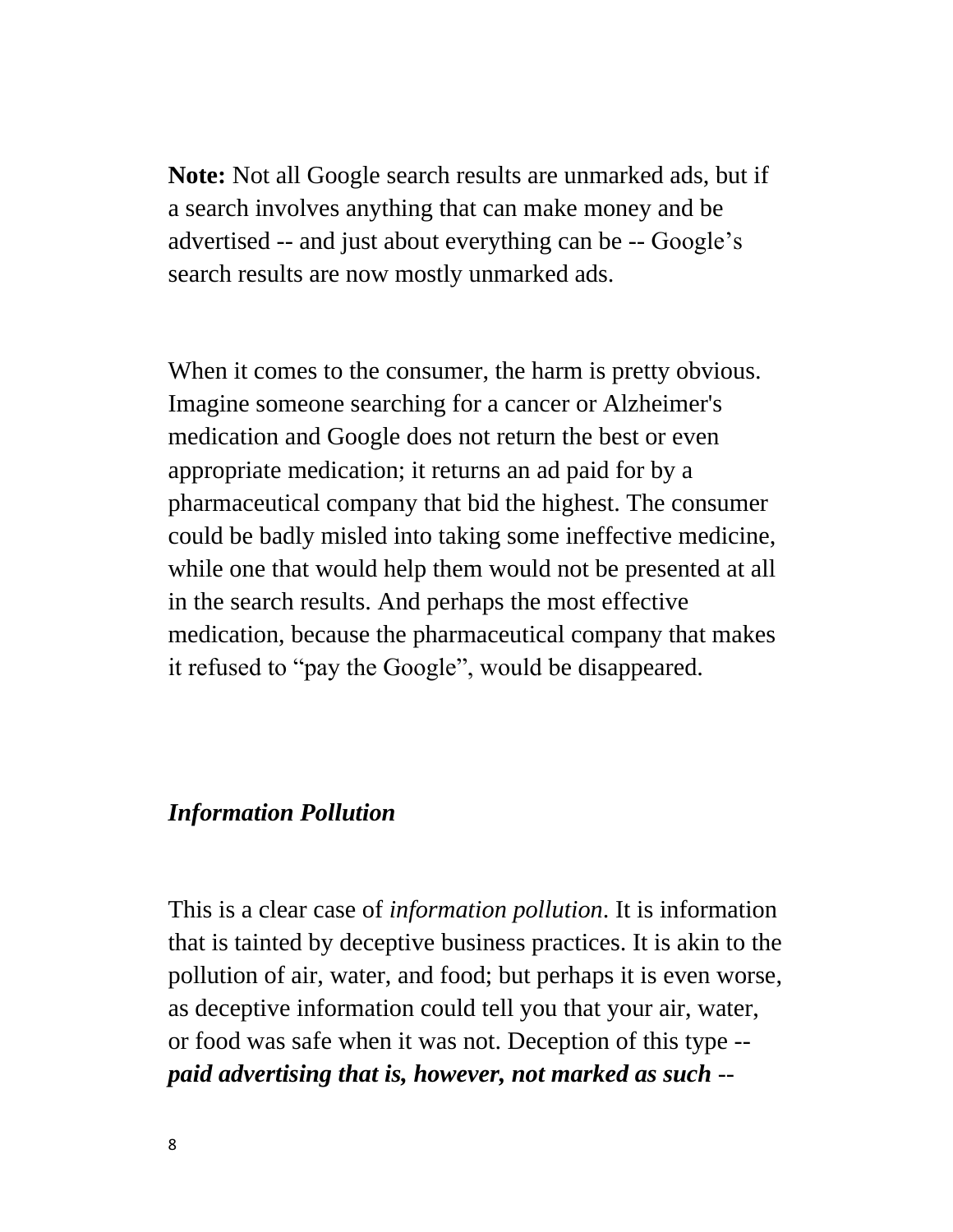**Note:** Not all Google search results are unmarked ads, but if a search involves anything that can make money and be advertised -- and just about everything can be -- Google's search results are now mostly unmarked ads.

When it comes to the consumer, the harm is pretty obvious. Imagine someone searching for a cancer or Alzheimer's medication and Google does not return the best or even appropriate medication; it returns an ad paid for by a pharmaceutical company that bid the highest. The consumer could be badly misled into taking some ineffective medicine, while one that would help them would not be presented at all in the search results. And perhaps the most effective medication, because the pharmaceutical company that makes it refused to "pay the Google", would be disappeared.

### ***Information Pollution***

This is a clear case of *information pollution*. It is information that is tainted by deceptive business practices. It is akin to the pollution of air, water, and food; but perhaps it is even worse, as deceptive information could tell you that your air, water, or food was safe when it was not. Deception of this type -- ***paid advertising that is, however, not marked as such*** --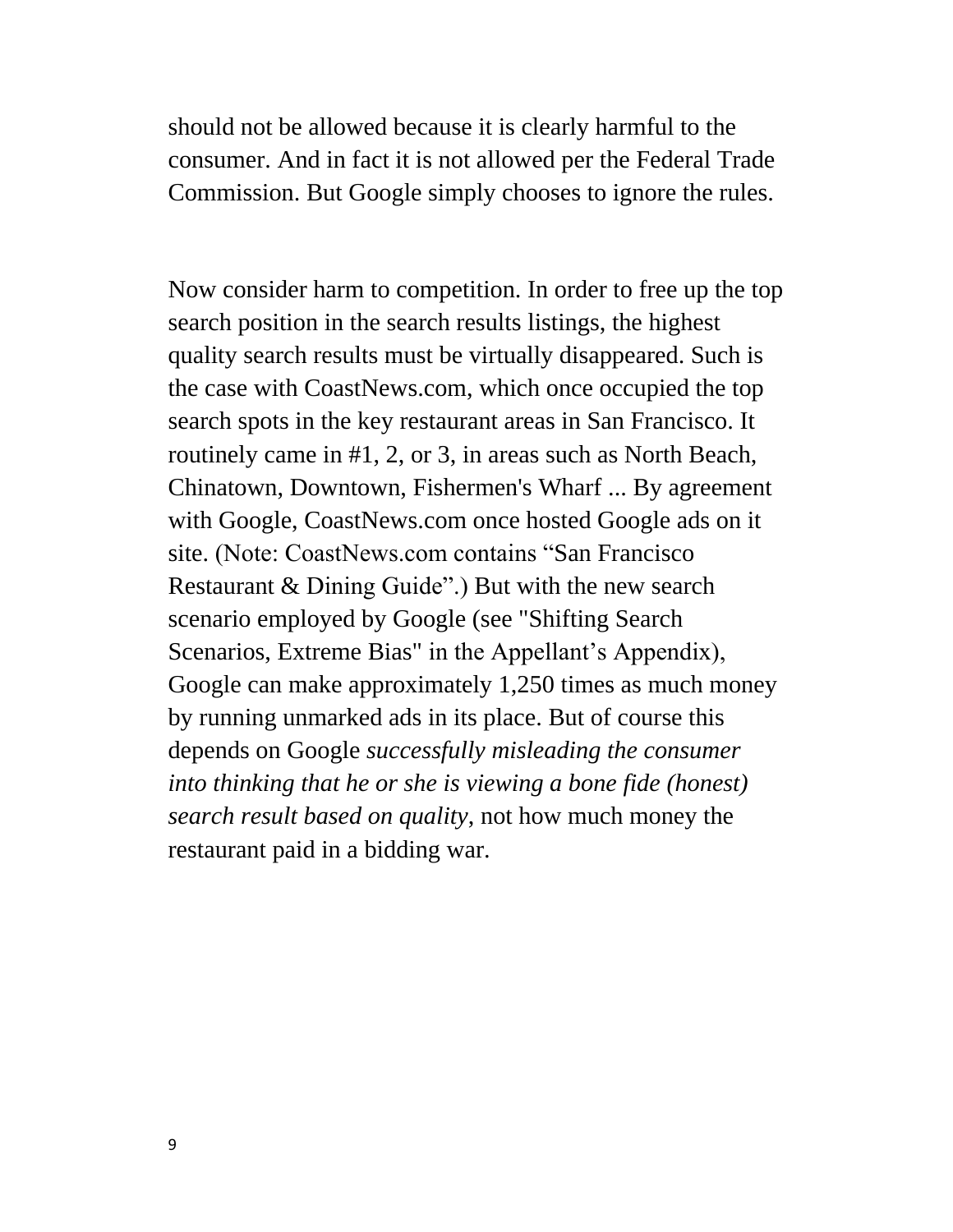should not be allowed because it is clearly harmful to the consumer. And in fact it is not allowed per the Federal Trade Commission. But Google simply chooses to ignore the rules.

Now consider harm to competition. In order to free up the top search position in the search results listings, the highest quality search results must be virtually disappeared. Such is the case with CoastNews.com, which once occupied the top search spots in the key restaurant areas in San Francisco. It routinely came in #1, 2, or 3, in areas such as North Beach, Chinatown, Downtown, Fishermen's Wharf ... By agreement with Google, CoastNews.com once hosted Google ads on it site. (Note: CoastNews.com contains "San Francisco Restaurant & Dining Guide".) But with the new search scenario employed by Google (see "Shifting Search Scenarios, Extreme Bias" in the Appellant's Appendix), Google can make approximately 1,250 times as much money by running unmarked ads in its place. But of course this depends on Google *successfully misleading the consumer into thinking that he or she is viewing a bone fide (honest) search result based on quality*, not how much money the restaurant paid in a bidding war.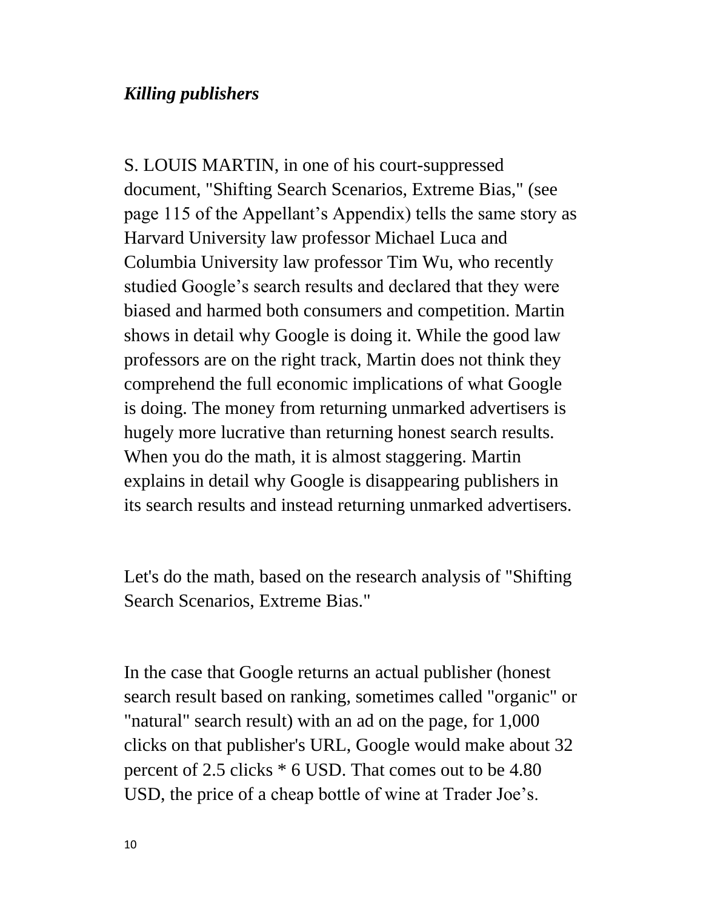***Killing publishers***

S. LOUIS MARTIN, in one of his court-suppressed document, "Shifting Search Scenarios, Extreme Bias," (see page 115 of the Appellant's Appendix) tells the same story as Harvard University law professor Michael Luca and Columbia University law professor Tim Wu, who recently studied Google's search results and declared that they were biased and harmed both consumers and competition. Martin shows in detail why Google is doing it. While the good law professors are on the right track, Martin does not think they comprehend the full economic implications of what Google is doing. The money from returning unmarked advertisers is hugely more lucrative than returning honest search results. When you do the math, it is almost staggering. Martin explains in detail why Google is disappearing publishers in its search results and instead returning unmarked advertisers.

Let's do the math, based on the research analysis of "Shifting Search Scenarios, Extreme Bias."

In the case that Google returns an actual publisher (honest search result based on ranking, sometimes called "organic" or "natural" search result) with an ad on the page, for 1,000 clicks on that publisher's URL, Google would make about 32 percent of 2.5 clicks * 6 USD. That comes out to be 4.80 USD, the price of a cheap bottle of wine at Trader Joe's.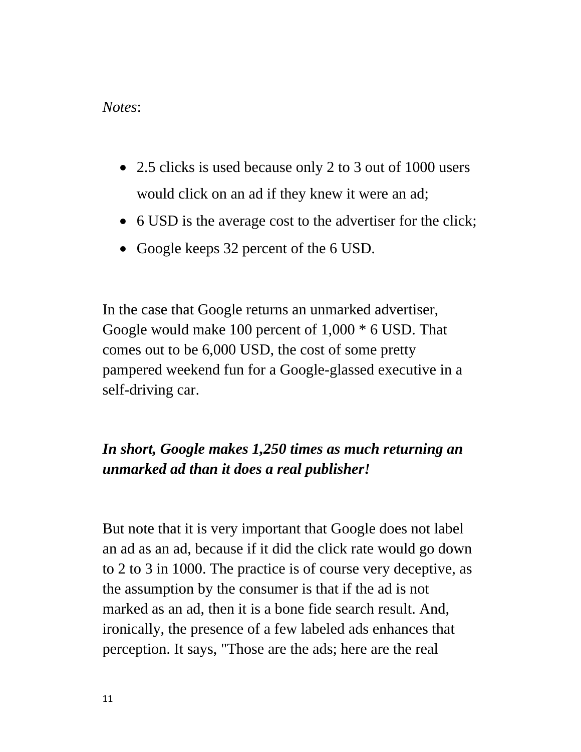*Notes*:

- 2.5 clicks is used because only 2 to 3 out of 1000 users would click on an ad if they knew it were an ad;
- 6 USD is the average cost to the advertiser for the click;
- Google keeps 32 percent of the 6 USD.

In the case that Google returns an unmarked advertiser, Google would make 100 percent of 1,000 * 6 USD. That comes out to be 6,000 USD, the cost of some pretty pampered weekend fun for a Google-glassed executive in a self-driving car.

***In short, Google makes 1,250 times as much returning an unmarked ad than it does a real publisher!***

But note that it is very important that Google does not label an ad as an ad, because if it did the click rate would go down to 2 to 3 in 1000. The practice is of course very deceptive, as the assumption by the consumer is that if the ad is not marked as an ad, then it is a bone fide search result. And, ironically, the presence of a few labeled ads enhances that perception. It says, "Those are the ads; here are the real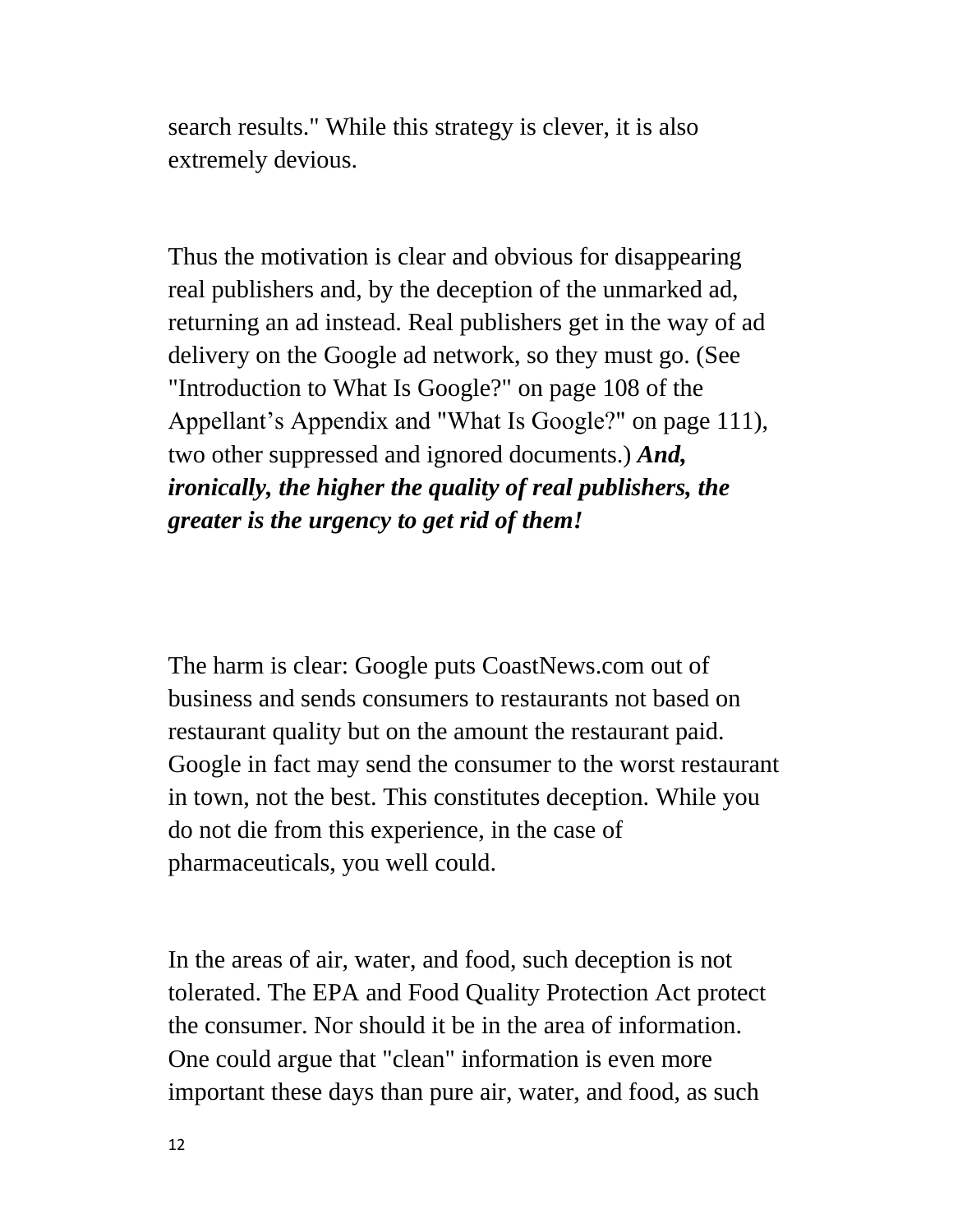search results." While this strategy is clever, it is also extremely devious.

Thus the motivation is clear and obvious for disappearing real publishers and, by the deception of the unmarked ad, returning an ad instead. Real publishers get in the way of ad delivery on the Google ad network, so they must go. (See "Introduction to What Is Google?" on page 108 of the Appellant's Appendix and "What Is Google?" on page 111), two other suppressed and ignored documents.) ***And, ironically, the higher the quality of real publishers, the greater is the urgency to get rid of them!***

The harm is clear: Google puts CoastNews.com out of business and sends consumers to restaurants not based on restaurant quality but on the amount the restaurant paid. Google in fact may send the consumer to the worst restaurant in town, not the best. This constitutes deception. While you do not die from this experience, in the case of pharmaceuticals, you well could.

In the areas of air, water, and food, such deception is not tolerated. The EPA and Food Quality Protection Act protect the consumer. Nor should it be in the area of information. One could argue that "clean" information is even more important these days than pure air, water, and food, as such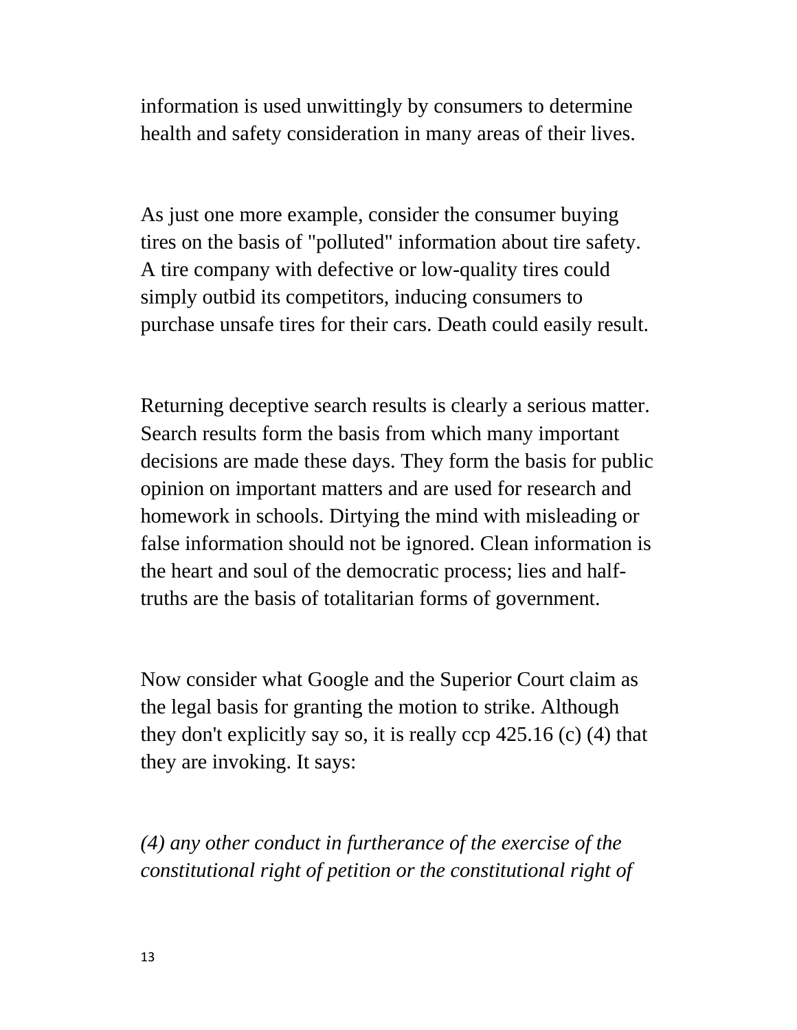information is used unwittingly by consumers to determine health and safety consideration in many areas of their lives.

As just one more example, consider the consumer buying tires on the basis of "polluted" information about tire safety. A tire company with defective or low-quality tires could simply outbid its competitors, inducing consumers to purchase unsafe tires for their cars. Death could easily result.

Returning deceptive search results is clearly a serious matter. Search results form the basis from which many important decisions are made these days. They form the basis for public opinion on important matters and are used for research and homework in schools. Dirtying the mind with misleading or false information should not be ignored. Clean information is the heart and soul of the democratic process; lies and half-truths are the basis of totalitarian forms of government.

Now consider what Google and the Superior Court claim as the legal basis for granting the motion to strike. Although they don't explicitly say so, it is really ccp 425.16 (c) (4) that they are invoking. It says:

*(4) any other conduct in furtherance of the exercise of the constitutional right of petition or the constitutional right of*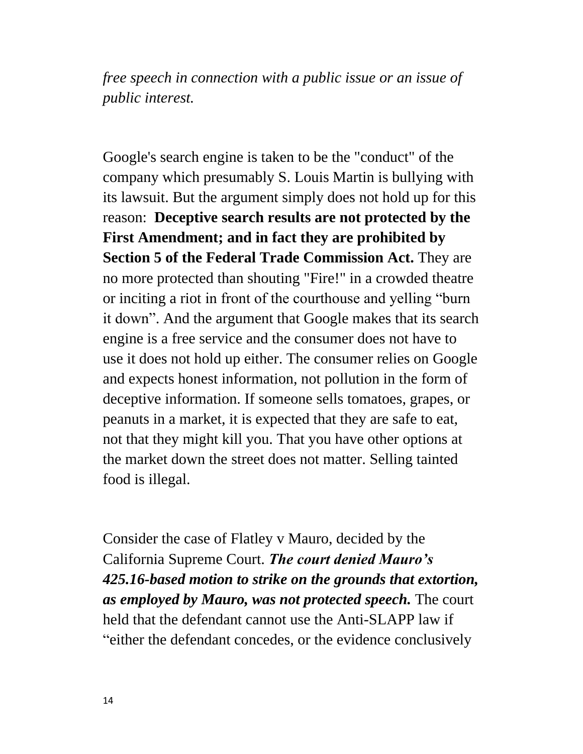*free speech in connection with a public issue or an issue of public interest.*

Google's search engine is taken to be the "conduct" of the company which presumably S. Louis Martin is bullying with its lawsuit. But the argument simply does not hold up for this reason: **Deceptive search results are not protected by the First Amendment; and in fact they are prohibited by Section 5 of the Federal Trade Commission Act.** They are no more protected than shouting "Fire!" in a crowded theatre or inciting a riot in front of the courthouse and yelling "burn it down". And the argument that Google makes that its search engine is a free service and the consumer does not have to use it does not hold up either. The consumer relies on Google and expects honest information, not pollution in the form of deceptive information. If someone sells tomatoes, grapes, or peanuts in a market, it is expected that they are safe to eat, not that they might kill you. That you have other options at the market down the street does not matter. Selling tainted food is illegal.

Consider the case of Flatley v Mauro, decided by the California Supreme Court. ***The court denied Mauro's 425.16-based motion to strike on the grounds that extortion, as employed by Mauro, was not protected speech.*** The court held that the defendant cannot use the Anti-SLAPP law if "either the defendant concedes, or the evidence conclusively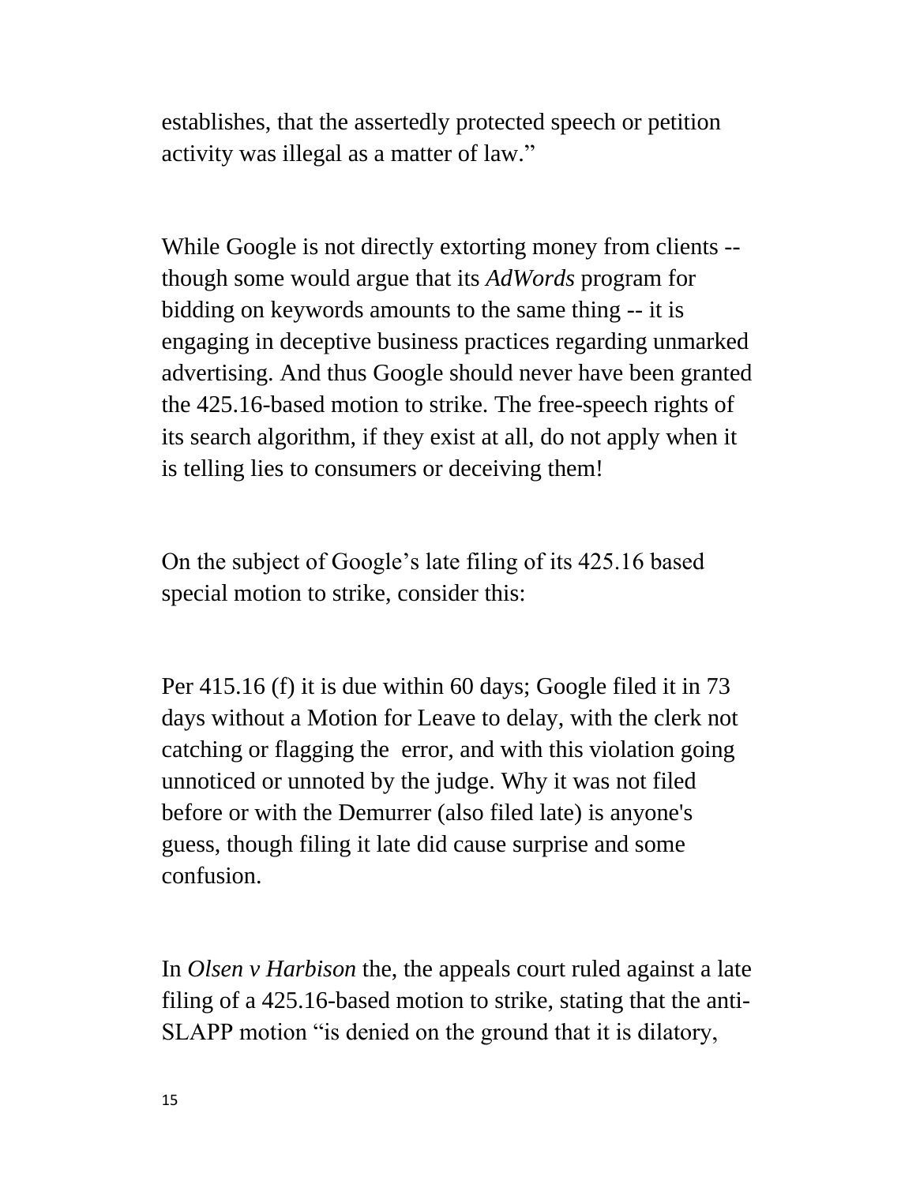establishes, that the assertedly protected speech or petition activity was illegal as a matter of law."

While Google is not directly extorting money from clients -- though some would argue that its *AdWords* program for bidding on keywords amounts to the same thing -- it is engaging in deceptive business practices regarding unmarked advertising. And thus Google should never have been granted the 425.16-based motion to strike. The free-speech rights of its search algorithm, if they exist at all, do not apply when it is telling lies to consumers or deceiving them!

On the subject of Google's late filing of its 425.16 based special motion to strike, consider this:

Per 415.16 (f) it is due within 60 days; Google filed it in 73 days without a Motion for Leave to delay, with the clerk not catching or flagging the  error, and with this violation going unnoticed or unnoted by the judge. Why it was not filed before or with the Demurrer (also filed late) is anyone's guess, though filing it late did cause surprise and some confusion.

In *Olsen v Harbison* the, the appeals court ruled against a late filing of a 425.16-based motion to strike, stating that the anti-SLAPP motion "is denied on the ground that it is dilatory,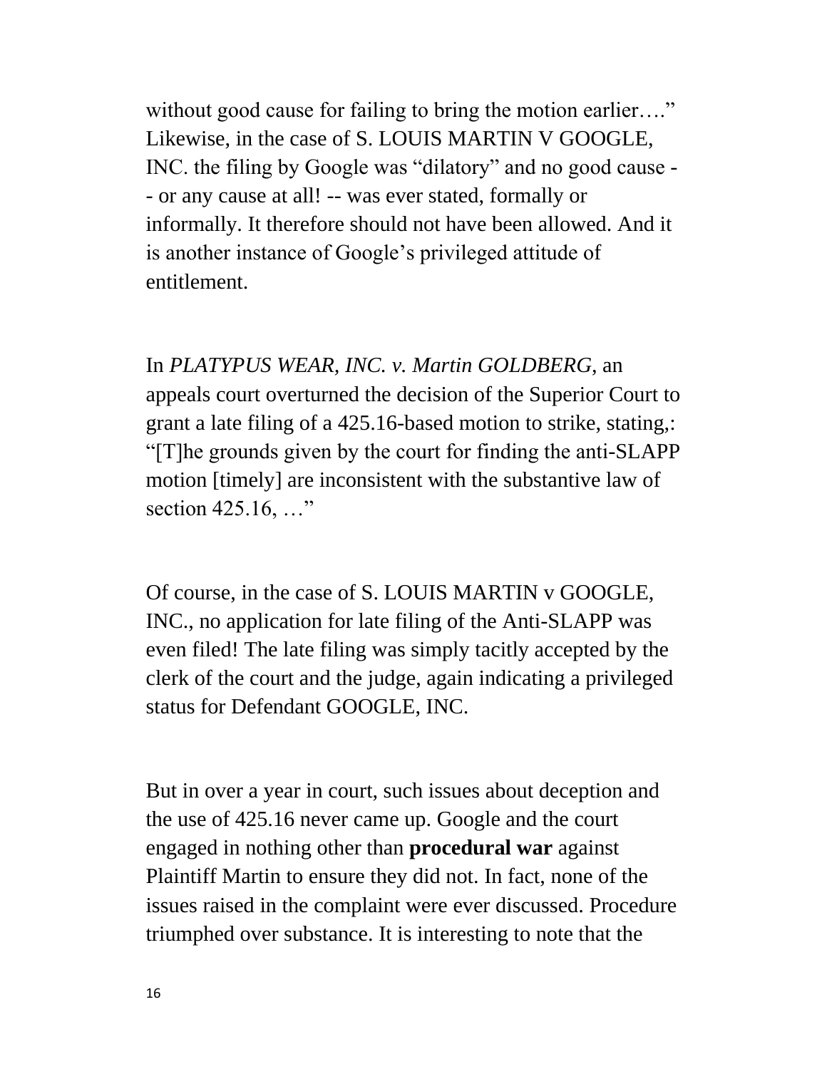without good cause for failing to bring the motion earlier…." Likewise, in the case of S. LOUIS MARTIN V GOOGLE, INC. the filing by Google was "dilatory" and no good cause -- or any cause at all! -- was ever stated, formally or informally. It therefore should not have been allowed. And it is another instance of Google's privileged attitude of entitlement.

In *PLATYPUS WEAR, INC. v. Martin GOLDBERG,* an appeals court overturned the decision of the Superior Court to grant a late filing of a 425.16-based motion to strike, stating,: "[T]he grounds given by the court for finding the anti-SLAPP motion [timely] are inconsistent with the substantive law of section 425.16, …"

Of course, in the case of S. LOUIS MARTIN v GOOGLE, INC., no application for late filing of the Anti-SLAPP was even filed! The late filing was simply tacitly accepted by the clerk of the court and the judge, again indicating a privileged status for Defendant GOOGLE, INC.

But in over a year in court, such issues about deception and the use of 425.16 never came up. Google and the court engaged in nothing other than **procedural war** against Plaintiff Martin to ensure they did not. In fact, none of the issues raised in the complaint were ever discussed. Procedure triumphed over substance. It is interesting to note that the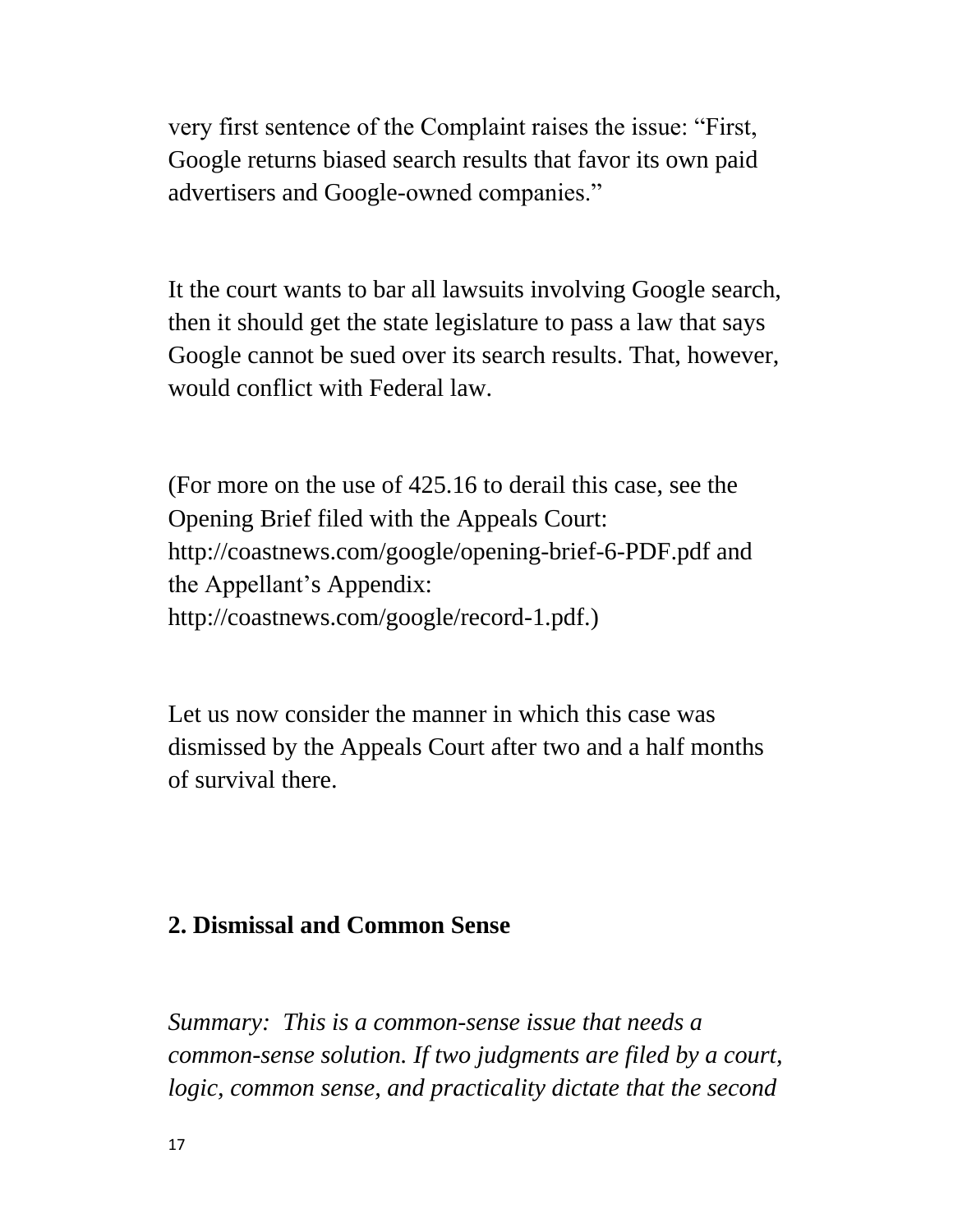very first sentence of the Complaint raises the issue: "First, Google returns biased search results that favor its own paid advertisers and Google-owned companies."

It the court wants to bar all lawsuits involving Google search, then it should get the state legislature to pass a law that says Google cannot be sued over its search results. That, however, would conflict with Federal law.

(For more on the use of 425.16 to derail this case, see the Opening Brief filed with the Appeals Court: http://coastnews.com/google/opening-brief-6-PDF.pdf and the Appellant's Appendix: http://coastnews.com/google/record-1.pdf.)

Let us now consider the manner in which this case was dismissed by the Appeals Court after two and a half months of survival there.

## 2. Dismissal and Common Sense

*Summary: This is a common-sense issue that needs a common-sense solution. If two judgments are filed by a court, logic, common sense, and practicality dictate that the second*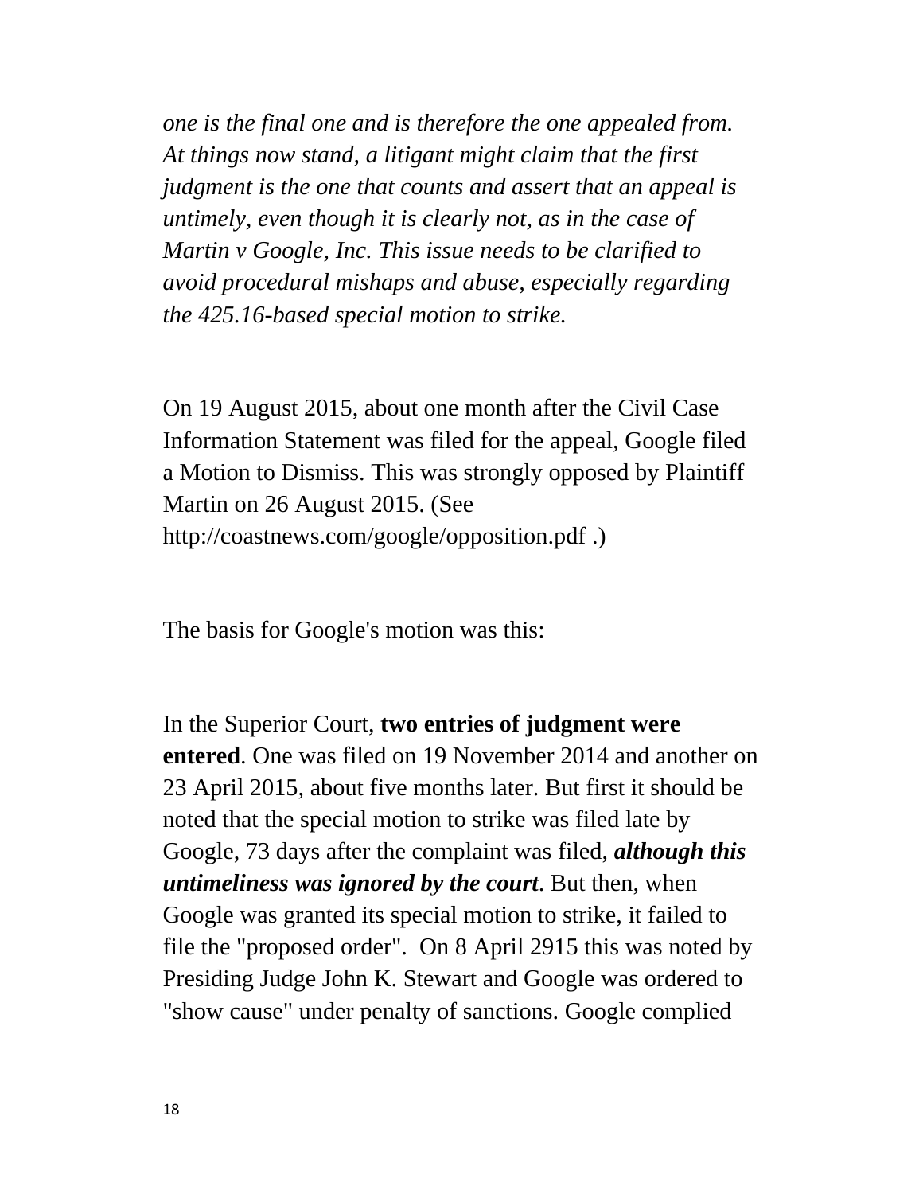*one is the final one and is therefore the one appealed from. At things now stand, a litigant might claim that the first judgment is the one that counts and assert that an appeal is untimely, even though it is clearly not, as in the case of Martin v Google, Inc. This issue needs to be clarified to avoid procedural mishaps and abuse, especially regarding the 425.16-based special motion to strike.*

On 19 August 2015, about one month after the Civil Case Information Statement was filed for the appeal, Google filed a Motion to Dismiss. This was strongly opposed by Plaintiff Martin on 26 August 2015. (See http://coastnews.com/google/opposition.pdf .)

The basis for Google's motion was this:

In the Superior Court, **two entries of judgment were entered**. One was filed on 19 November 2014 and another on 23 April 2015, about five months later. But first it should be noted that the special motion to strike was filed late by Google, 73 days after the complaint was filed, ***although this untimeliness was ignored by the court***. But then, when Google was granted its special motion to strike, it failed to file the "proposed order". On 8 April 2915 this was noted by Presiding Judge John K. Stewart and Google was ordered to "show cause" under penalty of sanctions. Google complied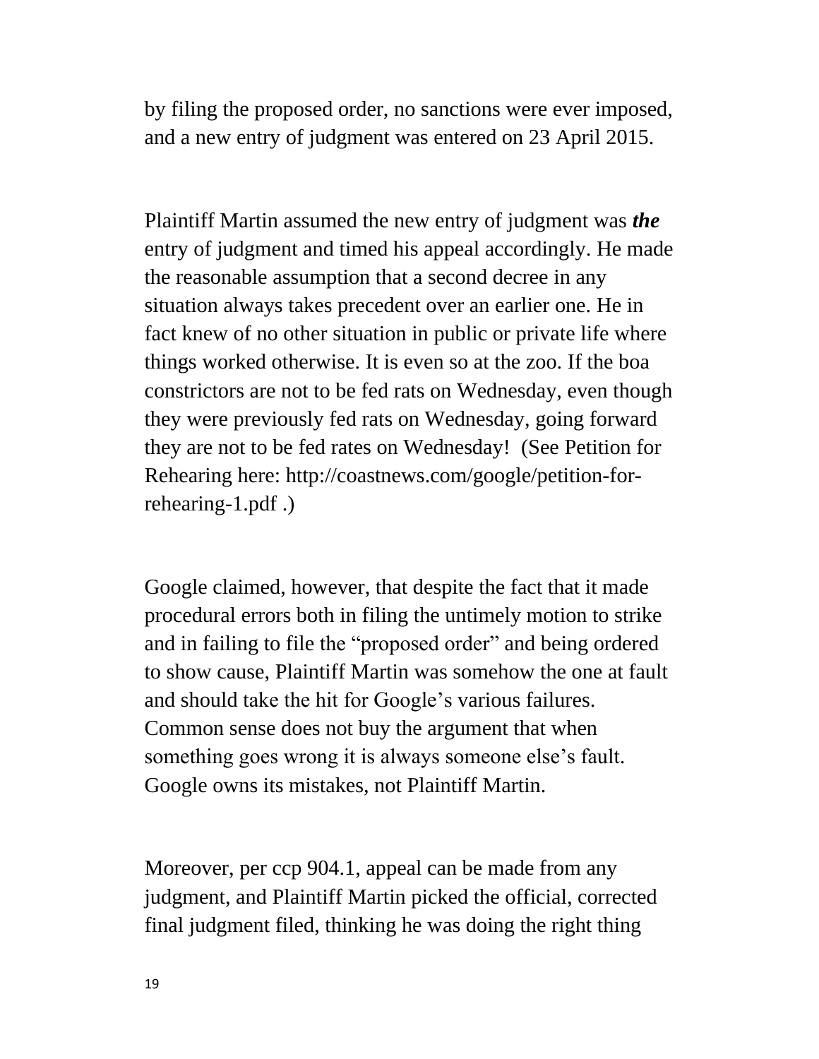by filing the proposed order, no sanctions were ever imposed, and a new entry of judgment was entered on 23 April 2015.

Plaintiff Martin assumed the new entry of judgment was ***the*** entry of judgment and timed his appeal accordingly. He made the reasonable assumption that a second decree in any situation always takes precedent over an earlier one. He in fact knew of no other situation in public or private life where things worked otherwise. It is even so at the zoo. If the boa constrictors are not to be fed rats on Wednesday, even though they were previously fed rats on Wednesday, going forward they are not to be fed rates on Wednesday! (See Petition for Rehearing here: http://coastnews.com/google/petition-for-rehearing-1.pdf .)

Google claimed, however, that despite the fact that it made procedural errors both in filing the untimely motion to strike and in failing to file the "proposed order" and being ordered to show cause, Plaintiff Martin was somehow the one at fault and should take the hit for Google's various failures. Common sense does not buy the argument that when something goes wrong it is always someone else's fault. Google owns its mistakes, not Plaintiff Martin.

Moreover, per ccp 904.1, appeal can be made from any judgment, and Plaintiff Martin picked the official, corrected final judgment filed, thinking he was doing the right thing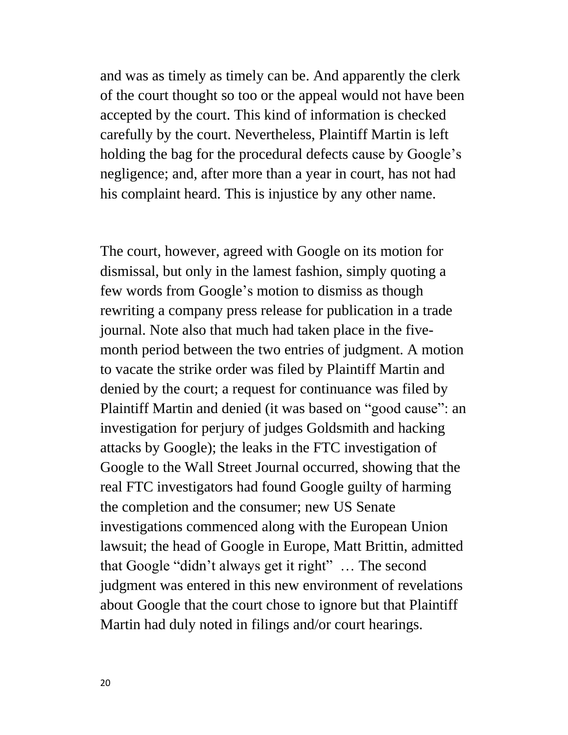and was as timely as timely can be. And apparently the clerk of the court thought so too or the appeal would not have been accepted by the court. This kind of information is checked carefully by the court. Nevertheless, Plaintiff Martin is left holding the bag for the procedural defects cause by Google's negligence; and, after more than a year in court, has not had his complaint heard. This is injustice by any other name.

The court, however, agreed with Google on its motion for dismissal, but only in the lamest fashion, simply quoting a few words from Google's motion to dismiss as though rewriting a company press release for publication in a trade journal. Note also that much had taken place in the five-month period between the two entries of judgment. A motion to vacate the strike order was filed by Plaintiff Martin and denied by the court; a request for continuance was filed by Plaintiff Martin and denied (it was based on "good cause": an investigation for perjury of judges Goldsmith and hacking attacks by Google); the leaks in the FTC investigation of Google to the Wall Street Journal occurred, showing that the real FTC investigators had found Google guilty of harming the completion and the consumer; new US Senate investigations commenced along with the European Union lawsuit; the head of Google in Europe, Matt Brittin, admitted that Google "didn't always get it right" … The second judgment was entered in this new environment of revelations about Google that the court chose to ignore but that Plaintiff Martin had duly noted in filings and/or court hearings.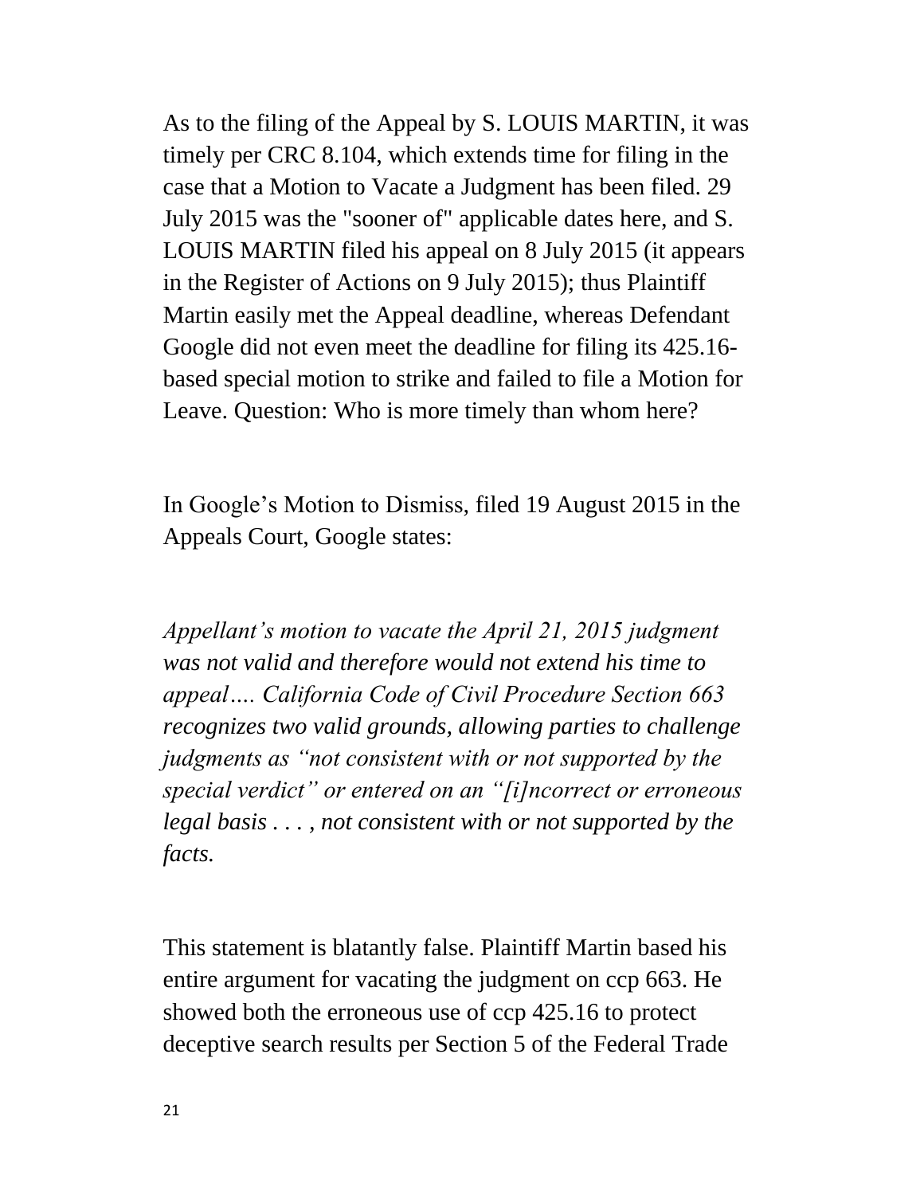As to the filing of the Appeal by S. LOUIS MARTIN, it was timely per CRC 8.104, which extends time for filing in the case that a Motion to Vacate a Judgment has been filed. 29 July 2015 was the "sooner of" applicable dates here, and S. LOUIS MARTIN filed his appeal on 8 July 2015 (it appears in the Register of Actions on 9 July 2015); thus Plaintiff Martin easily met the Appeal deadline, whereas Defendant Google did not even meet the deadline for filing its 425.16-based special motion to strike and failed to file a Motion for Leave. Question: Who is more timely than whom here?

In Google's Motion to Dismiss, filed 19 August 2015 in the Appeals Court, Google states:

*Appellant's motion to vacate the April 21, 2015 judgment was not valid and therefore would not extend his time to appeal…. California Code of Civil Procedure Section 663 recognizes two valid grounds, allowing parties to challenge judgments as "not consistent with or not supported by the special verdict" or entered on an "[i]ncorrect or erroneous legal basis . . . , not consistent with or not supported by the facts.*

This statement is blatantly false. Plaintiff Martin based his entire argument for vacating the judgment on ccp 663. He showed both the erroneous use of ccp 425.16 to protect deceptive search results per Section 5 of the Federal Trade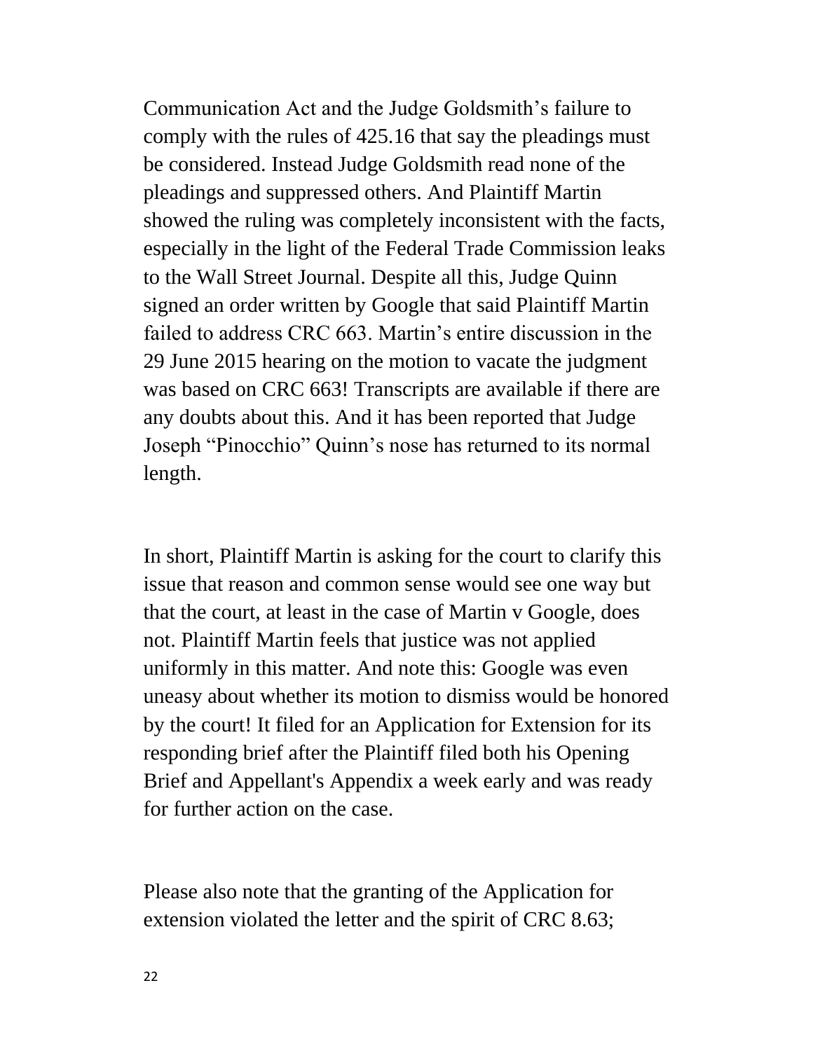Communication Act and the Judge Goldsmith's failure to comply with the rules of 425.16 that say the pleadings must be considered. Instead Judge Goldsmith read none of the pleadings and suppressed others. And Plaintiff Martin showed the ruling was completely inconsistent with the facts, especially in the light of the Federal Trade Commission leaks to the Wall Street Journal. Despite all this, Judge Quinn signed an order written by Google that said Plaintiff Martin failed to address CRC 663. Martin's entire discussion in the 29 June 2015 hearing on the motion to vacate the judgment was based on CRC 663! Transcripts are available if there are any doubts about this. And it has been reported that Judge Joseph "Pinocchio" Quinn's nose has returned to its normal length.

In short, Plaintiff Martin is asking for the court to clarify this issue that reason and common sense would see one way but that the court, at least in the case of Martin v Google, does not. Plaintiff Martin feels that justice was not applied uniformly in this matter. And note this: Google was even uneasy about whether its motion to dismiss would be honored by the court! It filed for an Application for Extension for its responding brief after the Plaintiff filed both his Opening Brief and Appellant's Appendix a week early and was ready for further action on the case.

Please also note that the granting of the Application for extension violated the letter and the spirit of CRC 8.63;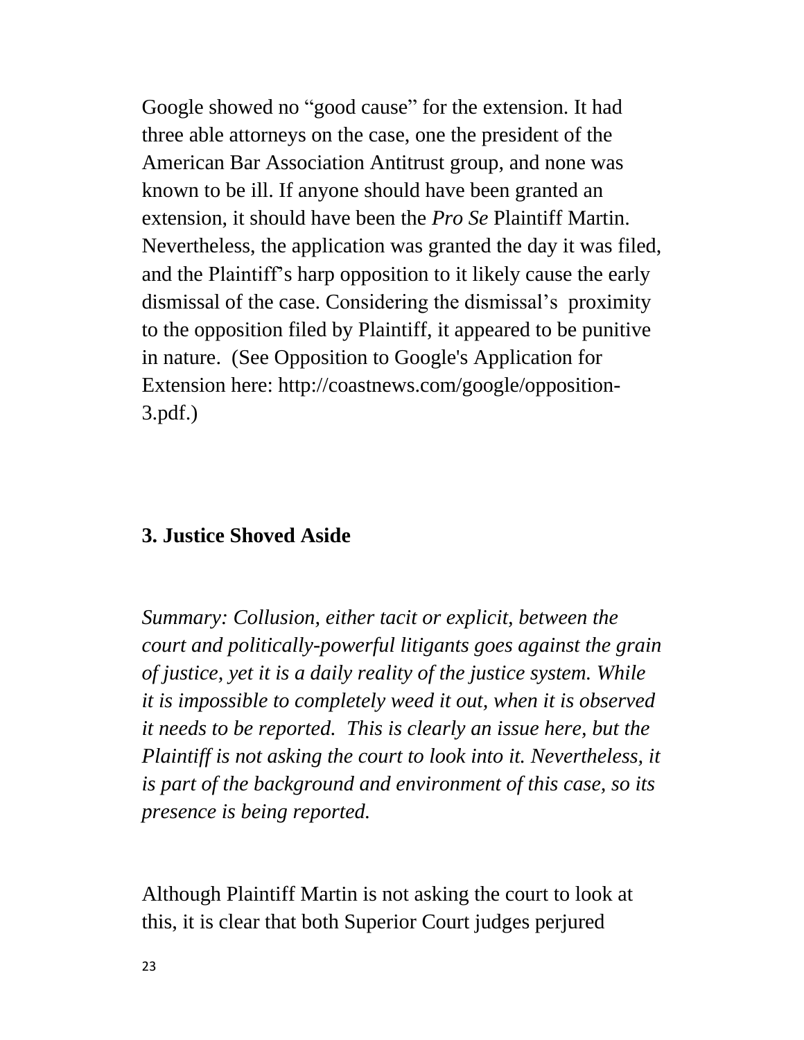Google showed no "good cause" for the extension. It had three able attorneys on the case, one the president of the American Bar Association Antitrust group, and none was known to be ill. If anyone should have been granted an extension, it should have been the *Pro Se* Plaintiff Martin. Nevertheless, the application was granted the day it was filed, and the Plaintiff's harp opposition to it likely cause the early dismissal of the case. Considering the dismissal's proximity to the opposition filed by Plaintiff, it appeared to be punitive in nature. (See Opposition to Google's Application for Extension here: http://coastnews.com/google/opposition-3.pdf.)

### 3. Justice Shoved Aside

*Summary: Collusion, either tacit or explicit, between the court and politically-powerful litigants goes against the grain of justice, yet it is a daily reality of the justice system. While it is impossible to completely weed it out, when it is observed it needs to be reported. This is clearly an issue here, but the Plaintiff is not asking the court to look into it. Nevertheless, it is part of the background and environment of this case, so its presence is being reported.*

Although Plaintiff Martin is not asking the court to look at this, it is clear that both Superior Court judges perjured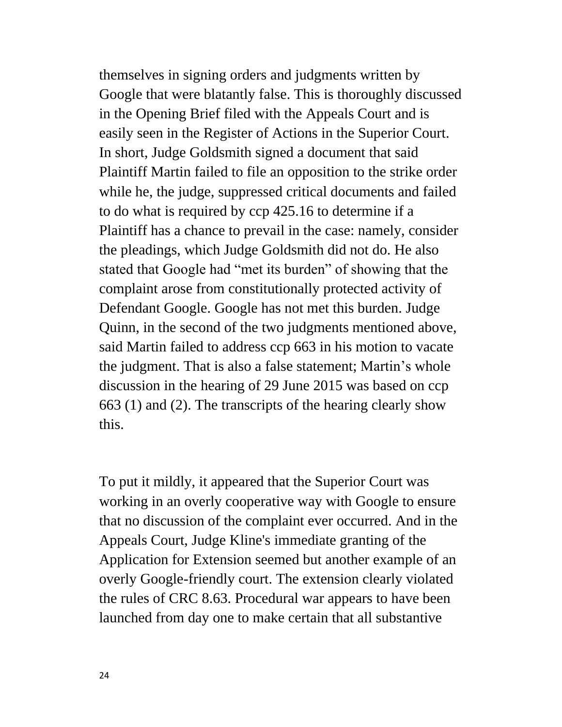themselves in signing orders and judgments written by Google that were blatantly false. This is thoroughly discussed in the Opening Brief filed with the Appeals Court and is easily seen in the Register of Actions in the Superior Court. In short, Judge Goldsmith signed a document that said Plaintiff Martin failed to file an opposition to the strike order while he, the judge, suppressed critical documents and failed to do what is required by ccp 425.16 to determine if a Plaintiff has a chance to prevail in the case: namely, consider the pleadings, which Judge Goldsmith did not do. He also stated that Google had "met its burden" of showing that the complaint arose from constitutionally protected activity of Defendant Google. Google has not met this burden. Judge Quinn, in the second of the two judgments mentioned above, said Martin failed to address ccp 663 in his motion to vacate the judgment. That is also a false statement; Martin's whole discussion in the hearing of 29 June 2015 was based on ccp 663 (1) and (2). The transcripts of the hearing clearly show this.

To put it mildly, it appeared that the Superior Court was working in an overly cooperative way with Google to ensure that no discussion of the complaint ever occurred. And in the Appeals Court, Judge Kline's immediate granting of the Application for Extension seemed but another example of an overly Google-friendly court. The extension clearly violated the rules of CRC 8.63. Procedural war appears to have been launched from day one to make certain that all substantive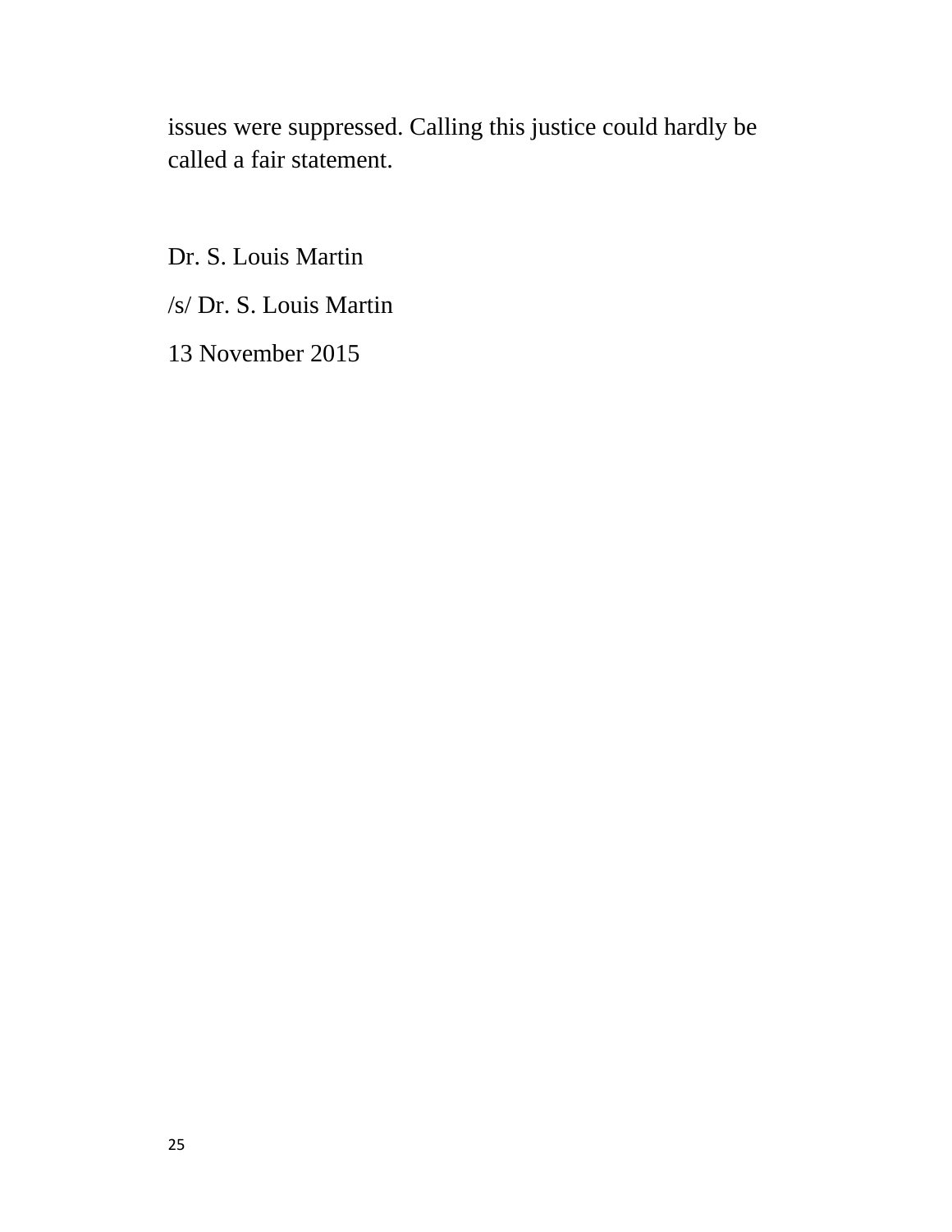issues were suppressed. Calling this justice could hardly be called a fair statement.

Dr. S. Louis Martin

/s/ Dr. S. Louis Martin

13 November 2015